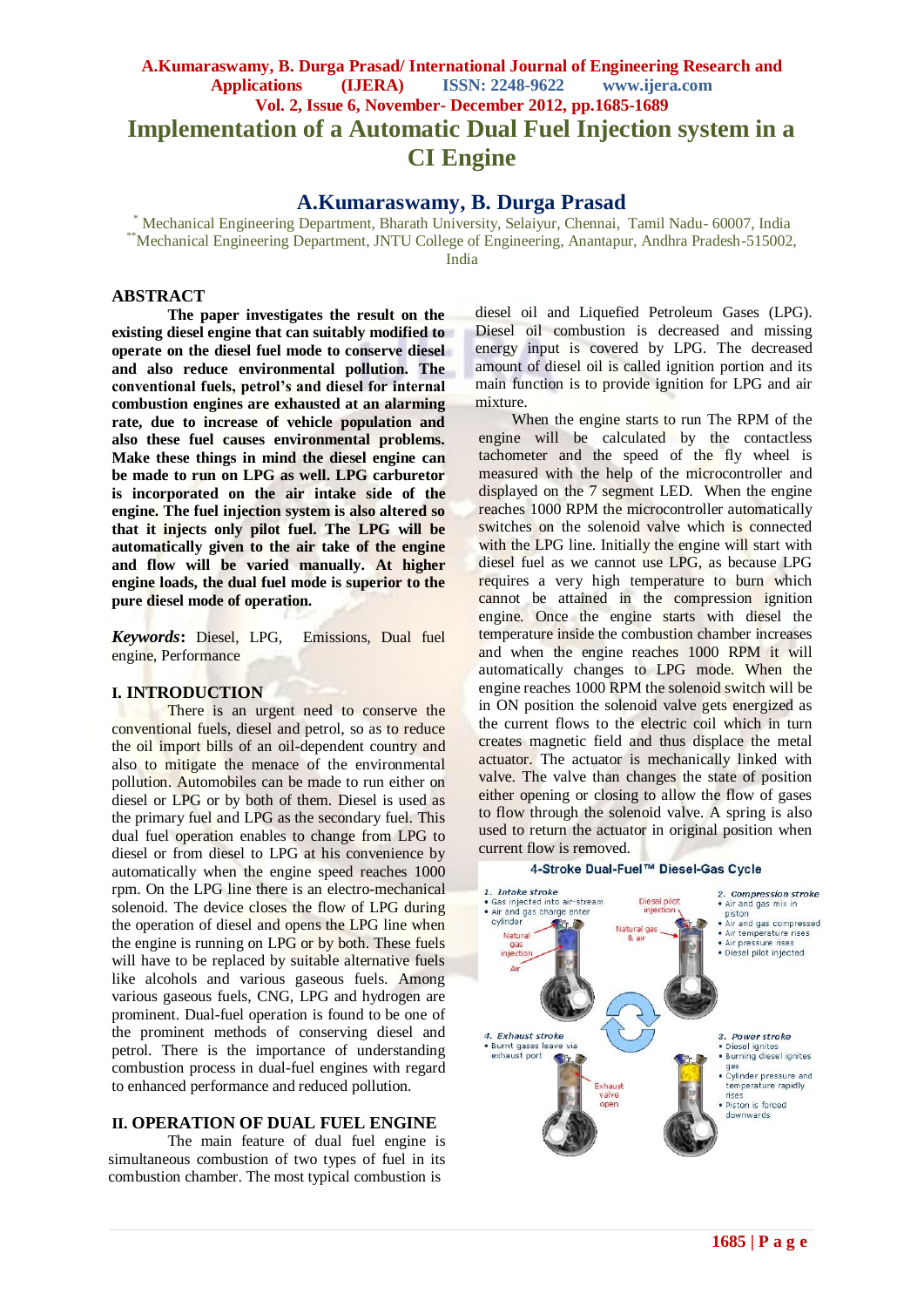# Implementation of a Automatic Dual Fuel Injection system in a CI Engine

## A.Kumaraswamy, B. Durga Prasad

[*] Mechanical Engineering Department, Bharath University, Selaiyur, Chennai, Tamil Nadu- 60007, India
[**] Mechanical Engineering Department, JNTU College of Engineering, Anantapur, Andhra Pradesh-515002, India

## ABSTRACT

**The paper investigates the result on the existing diesel engine that can suitably modified to operate on the diesel fuel mode to conserve diesel and also reduce environmental pollution. The conventional fuels, petrol's and diesel for internal combustion engines are exhausted at an alarming rate, due to increase of vehicle population and also these fuel causes environmental problems. Make these things in mind the diesel engine can be made to run on LPG as well. LPG carburetor is incorporated on the air intake side of the engine. The fuel injection system is also altered so that it injects only pilot fuel. The LPG will be automatically given to the air take of the engine and flow will be varied manually. At higher engine loads, the dual fuel mode is superior to the pure diesel mode of operation.**

***Keywords*:** Diesel, LPG, Emissions, Dual fuel engine, Performance

## I. INTRODUCTION

There is an urgent need to conserve the conventional fuels, diesel and petrol, so as to reduce the oil import bills of an oil-dependent country and also to mitigate the menace of the environmental pollution. Automobiles can be made to run either on diesel or LPG or by both of them. Diesel is used as the primary fuel and LPG as the secondary fuel. This dual fuel operation enables to change from LPG to diesel or from diesel to LPG at his convenience by automatically when the engine speed reaches 1000 rpm. On the LPG line there is an electro-mechanical solenoid. The device closes the flow of LPG during the operation of diesel and opens the LPG line when the engine is running on LPG or by both. These fuels will have to be replaced by suitable alternative fuels like alcohols and various gaseous fuels. Among various gaseous fuels, CNG, LPG and hydrogen are prominent. Dual-fuel operation is found to be one of the prominent methods of conserving diesel and petrol. There is the importance of understanding combustion process in dual-fuel engines with regard to enhanced performance and reduced pollution.

## II. OPERATION OF DUAL FUEL ENGINE

The main feature of dual fuel engine is simultaneous combustion of two types of fuel in its combustion chamber. The most typical combustion is diesel oil and Liquefied Petroleum Gases (LPG). Diesel oil combustion is decreased and missing energy input is covered by LPG. The decreased amount of diesel oil is called ignition portion and its main function is to provide ignition for LPG and air mixture.

When the engine starts to run The RPM of the engine will be calculated by the contactless tachometer and the speed of the fly wheel is measured with the help of the microcontroller and displayed on the 7 segment LED. When the engine reaches 1000 RPM the microcontroller automatically switches on the solenoid valve which is connected with the LPG line. Initially the engine will start with diesel fuel as we cannot use LPG, as because LPG requires a very high temperature to burn which cannot be attained in the compression ignition engine. Once the engine starts with diesel the temperature inside the combustion chamber increases and when the engine reaches 1000 RPM it will automatically changes to LPG mode. When the engine reaches 1000 RPM the solenoid switch will be in ON position the solenoid valve gets energized as the current flows to the electric coil which in turn creates magnetic field and thus displace the metal actuator. The actuator is mechanically linked with valve. The valve than changes the state of position either opening or closing to allow the flow of gases to flow through the solenoid valve. A spring is also used to return the actuator in original position when current flow is removed.

4-Stroke Dual-Fuel™ Diesel-Gas Cycle

1. Intake stroke
   - Gas injected into air-stream
   - Air and gas charge enter cylinder

2. Compression stroke
   - Air and gas mix in piston
   - Air and gas compressed
   - Air temperature rises
   - Air pressure rises
   - Diesel pilot injected

3. Power stroke
   - Diesel ignites
   - Burning diesel ignites gas
   - Cylinder pressure and temperature rapidly rises
   - Piston is forced downwards

4. Exhaust stroke
   - Burnt gases leave via exhaust port

Natural gas injection; Air; Diesel pilot injection; Natural gas & air; Exhaust valve open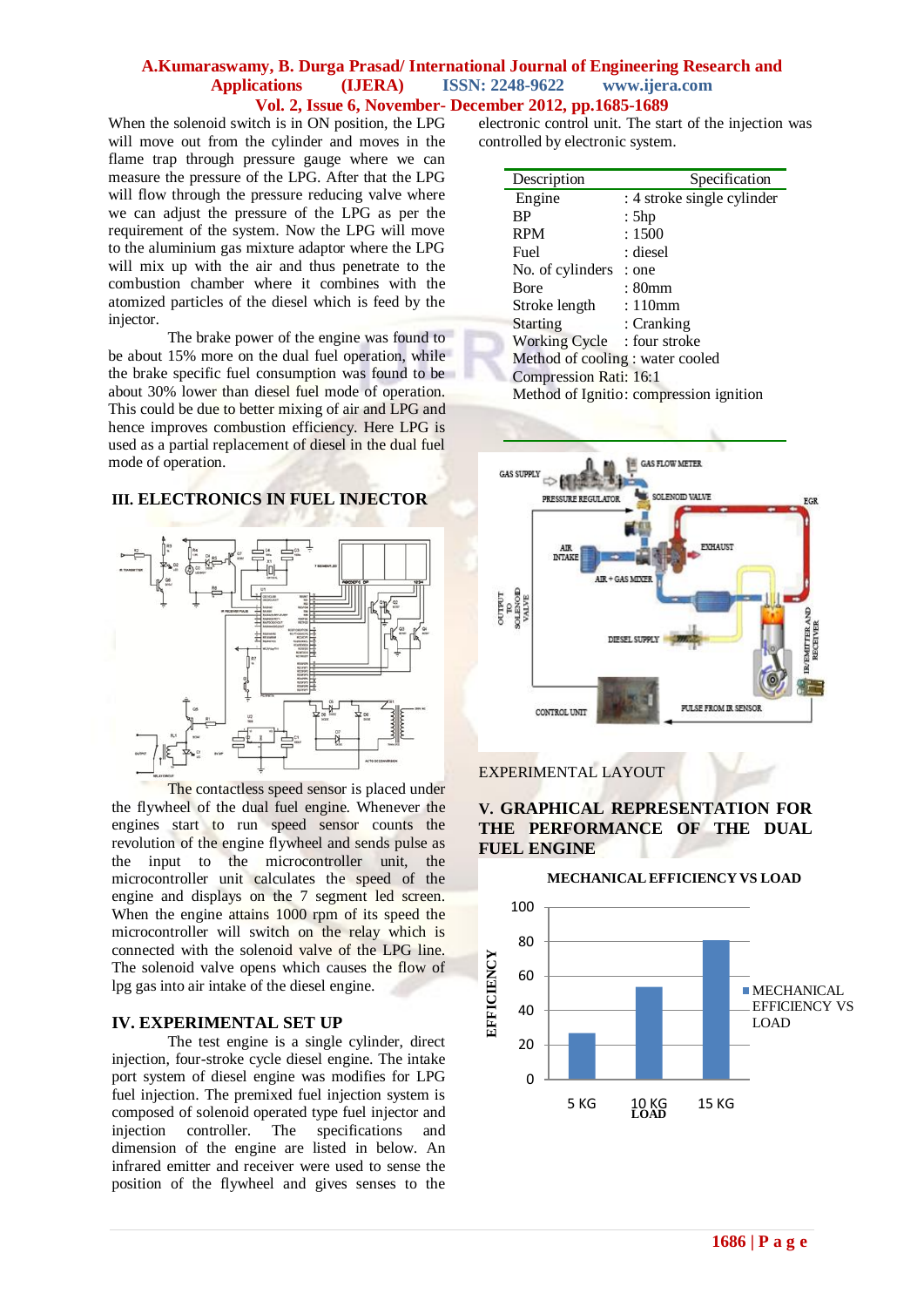When the solenoid switch is in ON position, the LPG will move out from the cylinder and moves in the flame trap through pressure gauge where we can measure the pressure of the LPG. After that the LPG will flow through the pressure reducing valve where we can adjust the pressure of the LPG as per the requirement of the system. Now the LPG will move to the aluminium gas mixture adaptor where the LPG will mix up with the air and thus penetrate to the combustion chamber where it combines with the atomized particles of the diesel which is feed by the injector.

The brake power of the engine was found to be about 15% more on the dual fuel operation, while the brake specific fuel consumption was found to be about 30% lower than diesel fuel mode of operation. This could be due to better mixing of air and LPG and hence improves combustion efficiency. Here LPG is used as a partial replacement of diesel in the dual fuel mode of operation.

## III. ELECTRONICS IN FUEL INJECTOR

The contactless speed sensor is placed under the flywheel of the dual fuel engine. Whenever the engines start to run speed sensor counts the revolution of the engine flywheel and sends pulse as the input to the microcontroller unit, the microcontroller unit calculates the speed of the engine and displays on the 7 segment led screen. When the engine attains 1000 rpm of its speed the microcontroller will switch on the relay which is connected with the solenoid valve of the LPG line. The solenoid valve opens which causes the flow of lpg gas into air intake of the diesel engine.

## IV. EXPERIMENTAL SET UP

The test engine is a single cylinder, direct injection, four-stroke cycle diesel engine. The intake port system of diesel engine was modifies for LPG fuel injection. The premixed fuel injection system is composed of solenoid operated type fuel injector and injection controller. The specifications and dimension of the engine are listed in below. An infrared emitter and receiver were used to sense the position of the flywheel and gives senses to the electronic control unit. The start of the injection was controlled by electronic system.

| Description | Specification |
|---|---|
| Engine | : 4 stroke single cylinder |
| BP | : 5hp |
| RPM | : 1500 |
| Fuel | : diesel |
| No. of cylinders | : one |
| Bore | : 80mm |
| Stroke length | : 110mm |
| Starting | : Cranking |
| Working Cycle | : four stroke |
| Method of cooling | : water cooled |
| Compression Rati | : 16:1 |
| Method of Ignitio | : compression ignition |

EXPERIMENTAL LAYOUT

## V. GRAPHICAL REPRESENTATION FOR THE PERFORMANCE OF THE DUAL FUEL ENGINE

MECHANICAL EFFICIENCY VS LOAD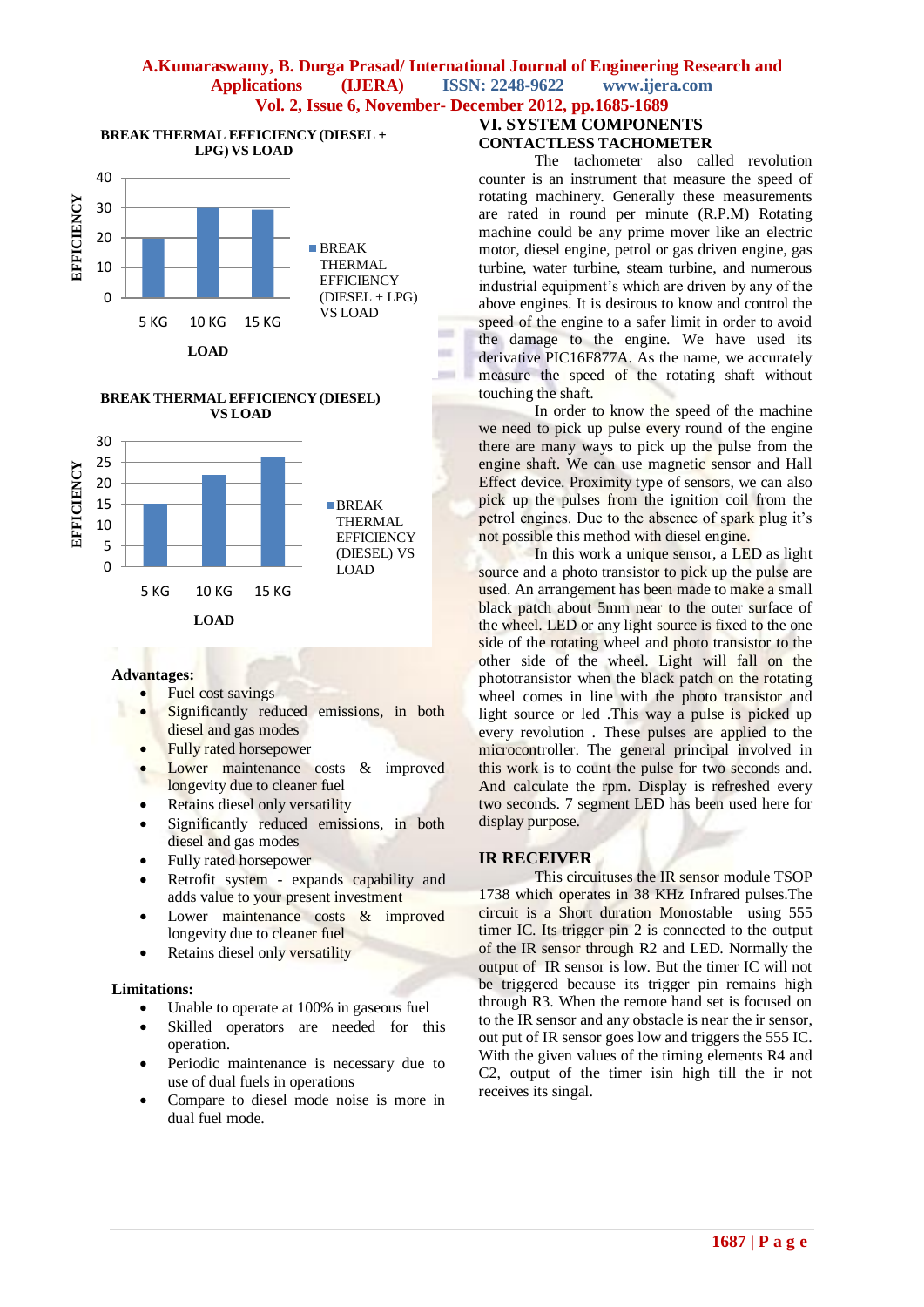**BREAK THERMAL EFFICIENCY (DIESEL + LPG) VS LOAD**

| LOAD | BREAK THERMAL EFFICIENCY (DIESEL + LPG) VS LOAD |
|---|---|
| 5 KG | 20 |
| 10 KG | 30 |
| 15 KG | 29 |

**BREAK THERMAL EFFICIENCY (DIESEL) VS LOAD**

| LOAD | BREAK THERMAL EFFICIENCY (DIESEL) VS LOAD |
|---|---|
| 5 KG | 15 |
| 10 KG | 22 |
| 15 KG | 26 |

**Advantages:**

- Fuel cost savings
- Significantly reduced emissions, in both diesel and gas modes
- Fully rated horsepower
- Lower maintenance costs & improved longevity due to cleaner fuel
- Retains diesel only versatility
- Significantly reduced emissions, in both diesel and gas modes
- Fully rated horsepower
- Retrofit system - expands capability and adds value to your present investment
- Lower maintenance costs & improved longevity due to cleaner fuel
- Retains diesel only versatility

**Limitations:**

- Unable to operate at 100% in gaseous fuel
- Skilled operators are needed for this operation.
- Periodic maintenance is necessary due to use of dual fuels in operations
- Compare to diesel mode noise is more in dual fuel mode.

## VI. SYSTEM COMPONENTS

### CONTACTLESS TACHOMETER

The tachometer also called revolution counter is an instrument that measure the speed of rotating machinery. Generally these measurements are rated in round per minute (R.P.M) Rotating machine could be any prime mover like an electric motor, diesel engine, petrol or gas driven engine, gas turbine, water turbine, steam turbine, and numerous industrial equipment's which are driven by any of the above engines. It is desirous to know and control the speed of the engine to a safer limit in order to avoid the damage to the engine. We have used its derivative PIC16F877A. As the name, we accurately measure the speed of the rotating shaft without touching the shaft.

In order to know the speed of the machine we need to pick up pulse every round of the engine there are many ways to pick up the pulse from the engine shaft. We can use magnetic sensor and Hall Effect device. Proximity type of sensors, we can also pick up the pulses from the ignition coil from the petrol engines. Due to the absence of spark plug it's not possible this method with diesel engine.

In this work a unique sensor, a LED as light source and a photo transistor to pick up the pulse are used. An arrangement has been made to make a small black patch about 5mm near to the outer surface of the wheel. LED or any light source is fixed to the one side of the rotating wheel and photo transistor to the other side of the wheel. Light will fall on the phototransistor when the black patch on the rotating wheel comes in line with the photo transistor and light source or led .This way a pulse is picked up every revolution . These pulses are applied to the microcontroller. The general principal involved in this work is to count the pulse for two seconds and. And calculate the rpm. Display is refreshed every two seconds. 7 segment LED has been used here for display purpose.

### IR RECEIVER

This circuituses the IR sensor module TSOP 1738 which operates in 38 KHz Infrared pulses.The circuit is a Short duration Monostable using 555 timer IC. Its trigger pin 2 is connected to the output of the IR sensor through R2 and LED. Normally the output of IR sensor is low. But the timer IC will not be triggered because its trigger pin remains high through R3. When the remote hand set is focused on to the IR sensor and any obstacle is near the ir sensor, out put of IR sensor goes low and triggers the 555 IC. With the given values of the timing elements R4 and C2, output of the timer isin high till the ir not receives its singal.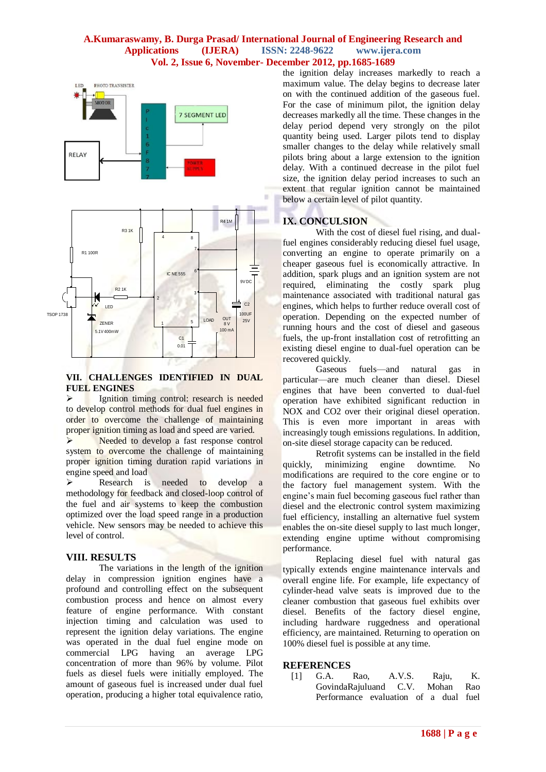the ignition delay increases markedly to reach a maximum value. The delay begins to decrease later on with the continued addition of the gaseous fuel. For the case of minimum pilot, the ignition delay decreases markedly all the time. These changes in the delay period depend very strongly on the pilot quantity being used. Larger pilots tend to display smaller changes to the delay while relatively small pilots bring about a large extension to the ignition delay. With a continued decrease in the pilot fuel size, the ignition delay period increases to such an extent that regular ignition cannot be maintained below a certain level of pilot quantity.

## VII. CHALLENGES IDENTIFIED IN DUAL FUEL ENGINES

- Ignition timing control: research is needed to develop control methods for dual fuel engines in order to overcome the challenge of maintaining proper ignition timing as load and speed are varied.
- Needed to develop a fast response control system to overcome the challenge of maintaining proper ignition timing duration rapid variations in engine speed and load
- Research is needed to develop a methodology for feedback and closed-loop control of the fuel and air systems to keep the combustion optimized over the load speed range in a production vehicle. New sensors may be needed to achieve this level of control.

## VIII. RESULTS

The variations in the length of the ignition delay in compression ignition engines have a profound and controlling effect on the subsequent combustion process and hence on almost every feature of engine performance. With constant injection timing and calculation was used to represent the ignition delay variations. The engine was operated in the dual fuel engine mode on commercial LPG having an average LPG concentration of more than 96% by volume. Pilot fuels as diesel fuels were initially employed. The amount of gaseous fuel is increased under dual fuel operation, producing a higher total equivalence ratio,

## IX. CONCULSION

With the cost of diesel fuel rising, and dual-fuel engines considerably reducing diesel fuel usage, converting an engine to operate primarily on a cheaper gaseous fuel is economically attractive. In addition, spark plugs and an ignition system are not required, eliminating the costly spark plug maintenance associated with traditional natural gas engines, which helps to further reduce overall cost of operation. Depending on the expected number of running hours and the cost of diesel and gaseous fuels, the up-front installation cost of retrofitting an existing diesel engine to dual-fuel operation can be recovered quickly.

Gaseous fuels—and natural gas in particular—are much cleaner than diesel. Diesel engines that have been converted to dual-fuel operation have exhibited significant reduction in NOX and CO2 over their original diesel operation. This is even more important in areas with increasingly tough emissions regulations. In addition, on-site diesel storage capacity can be reduced.

Retrofit systems can be installed in the field quickly, minimizing engine downtime. No modifications are required to the core engine or to the factory fuel management system. With the engine's main fuel becoming gaseous fuel rather than diesel and the electronic control system maximizing fuel efficiency, installing an alternative fuel system enables the on-site diesel supply to last much longer, extending engine uptime without compromising performance.

Replacing diesel fuel with natural gas typically extends engine maintenance intervals and overall engine life. For example, life expectancy of cylinder-head valve seats is improved due to the cleaner combustion that gaseous fuel exhibits over diesel. Benefits of the factory diesel engine, including hardware ruggedness and operational efficiency, are maintained. Returning to operation on 100% diesel fuel is possible at any time.

## REFERENCES

[1] G.A. Rao, A.V.S. Raju, K. GovindaRajuluand C.V. Mohan Rao Performance evaluation of a dual fuel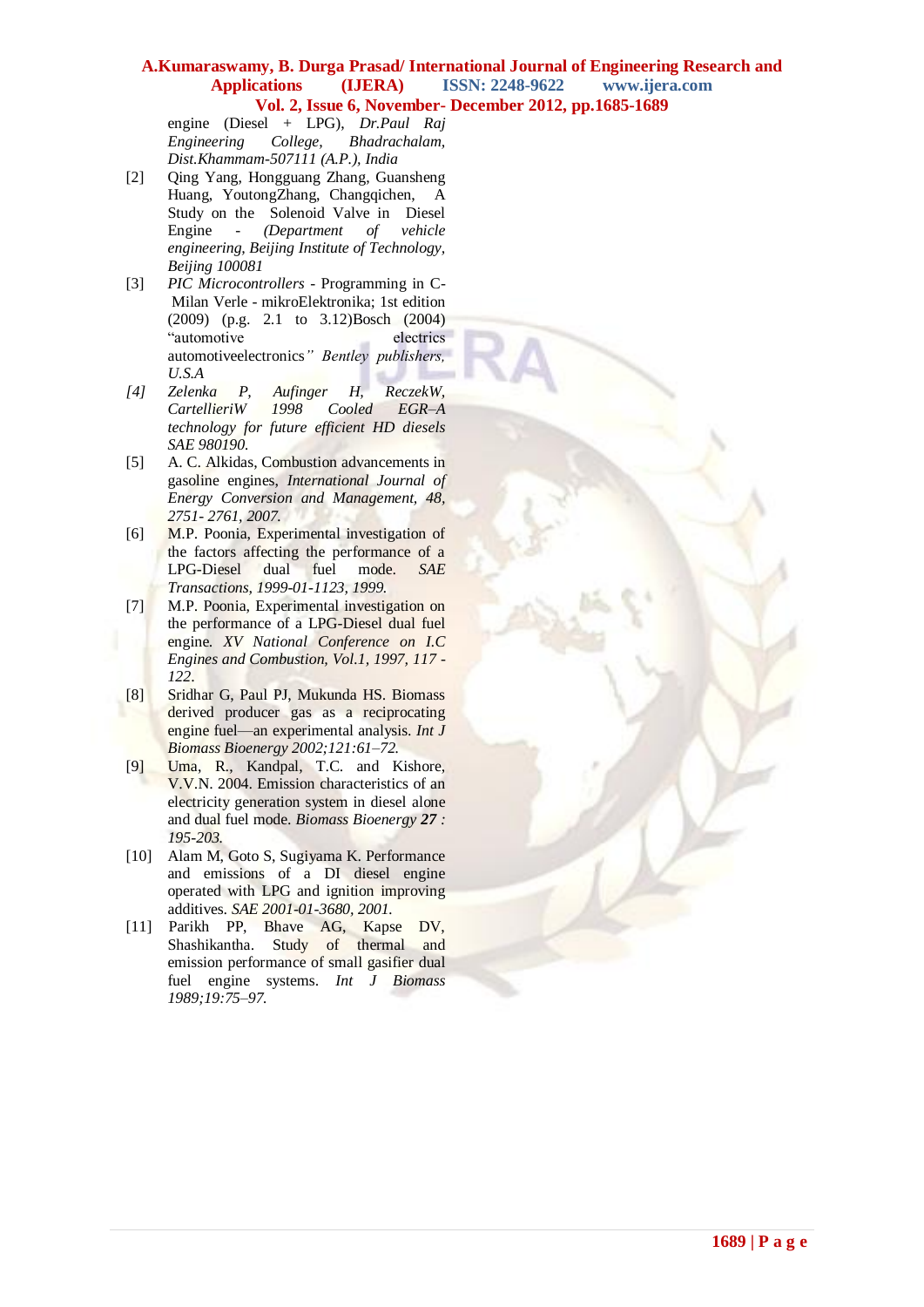engine (Diesel + LPG), *Dr.Paul Raj Engineering College, Bhadrachalam, Dist.Khammam-507111 (A.P.), India*

[2] Qing Yang, Hongguang Zhang, Guansheng Huang, YoutongZhang, Changqichen, A Study on the Solenoid Valve in Diesel Engine - *(Department of vehicle engineering, Beijing Institute of Technology, Beijing 100081*

[3] *PIC Microcontrollers* - Programming in C- Milan Verle - mikroElektronika; 1st edition (2009) (p.g. 2.1 to 3.12)Bosch (2004) "automotive electrics automotiveelectronics*" Bentley publishers, U.S.A*

*[4] Zelenka P, Aufinger H, ReczekW, CartellieriW 1998 Cooled EGR–A technology for future efficient HD diesels SAE 980190.*

[5] A. C. Alkidas, Combustion advancements in gasoline engines, *International Journal of Energy Conversion and Management, 48, 2751- 2761, 2007.*

[6] M.P. Poonia, Experimental investigation of the factors affecting the performance of a LPG-Diesel dual fuel mode. *SAE Transactions, 1999-01-1123, 1999.*

[7] M.P. Poonia, Experimental investigation on the performance of a LPG-Diesel dual fuel engine*. XV National Conference on I.C Engines and Combustion, Vol.1, 1997, 117 - 122.*

[8] Sridhar G, Paul PJ, Mukunda HS. Biomass derived producer gas as a reciprocating engine fuel—an experimental analysis. *Int J Biomass Bioenergy 2002;121:61–72.*

[9] Uma, R., Kandpal, T.C. and Kishore, V.V.N. 2004. Emission characteristics of an electricity generation system in diesel alone and dual fuel mode. *Biomass Bioenergy* ***27*** *: 195-203.*

[10] Alam M, Goto S, Sugiyama K. Performance and emissions of a DI diesel engine operated with LPG and ignition improving additives. *SAE 2001-01-3680, 2001.*

[11] Parikh PP, Bhave AG, Kapse DV, Shashikantha. Study of thermal and emission performance of small gasifier dual fuel engine systems. *Int J Biomass 1989;19:75–97.*